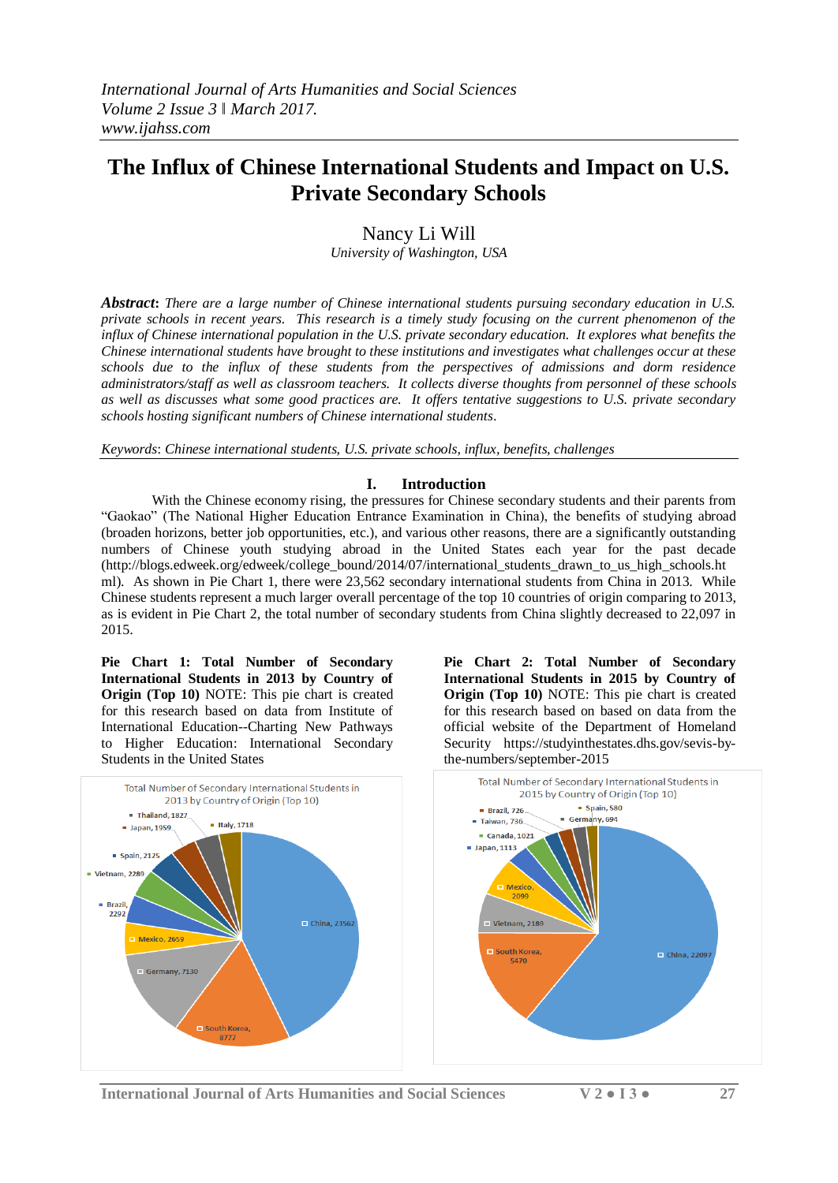# The Influx of Chinese International Students and Impact on U.S. Private Secondary Schools

Nancy Li Will

*University of Washington, USA*

***Abstract***: *There are a large number of Chinese international students pursuing secondary education in U.S. private schools in recent years. This research is a timely study focusing on the current phenomenon of the influx of Chinese international population in the U.S. private secondary education. It explores what benefits the Chinese international students have brought to these institutions and investigates what challenges occur at these schools due to the influx of these students from the perspectives of admissions and dorm residence administrators/staff as well as classroom teachers. It collects diverse thoughts from personnel of these schools as well as discusses what some good practices are. It offers tentative suggestions to U.S. private secondary schools hosting significant numbers of Chinese international students.*

*Keywords*: *Chinese international students, U.S. private schools, influx, benefits, challenges*

## I. Introduction

With the Chinese economy rising, the pressures for Chinese secondary students and their parents from "Gaokao" (The National Higher Education Entrance Examination in China), the benefits of studying abroad (broaden horizons, better job opportunities, etc.), and various other reasons, there are a significantly outstanding numbers of Chinese youth studying abroad in the United States each year for the past decade (http://blogs.edweek.org/edweek/college_bound/2014/07/international_students_drawn_to_us_high_schools.html). As shown in Pie Chart 1, there were 23,562 secondary international students from China in 2013. While Chinese students represent a much larger overall percentage of the top 10 countries of origin comparing to 2013, as is evident in Pie Chart 2, the total number of secondary students from China slightly decreased to 22,097 in 2015.

**Pie Chart 1: Total Number of Secondary International Students in 2013 by Country of Origin (Top 10)** NOTE: This pie chart is created for this research based on data from Institute of International Education--Charting New Pathways to Higher Education: International Secondary Students in the United States

Total Number of Secondary International Students in 2013 by Country of Origin (Top 10)

| Country | Number |
|---|---|
| China | 23562 |
| South Korea | 8777 |
| Germany | 7130 |
| Mexico | 2659 |
| Brazil | 2292 |
| Vietnam | 2289 |
| Spain | 2125 |
| Japan | 1959 |
| Thailand | 1827 |
| Italy | 1718 |

**Pie Chart 2: Total Number of Secondary International Students in 2015 by Country of Origin (Top 10)** NOTE: This pie chart is created for this research based on data from the official website of the Department of Homeland Security https://studyinthestates.dhs.gov/sevis-by-the-numbers/september-2015

Total Number of Secondary International Students in 2015 by Country of Origin (Top 10)

| Country | Number |
|---|---|
| China | 22097 |
| South Korea | 5470 |
| Vietnam | 2189 |
| Mexico | 2099 |
| Japan | 1113 |
| Canada | 1021 |
| Taiwan | 736 |
| Brazil | 726 |
| Germany | 694 |
| Spain | 580 |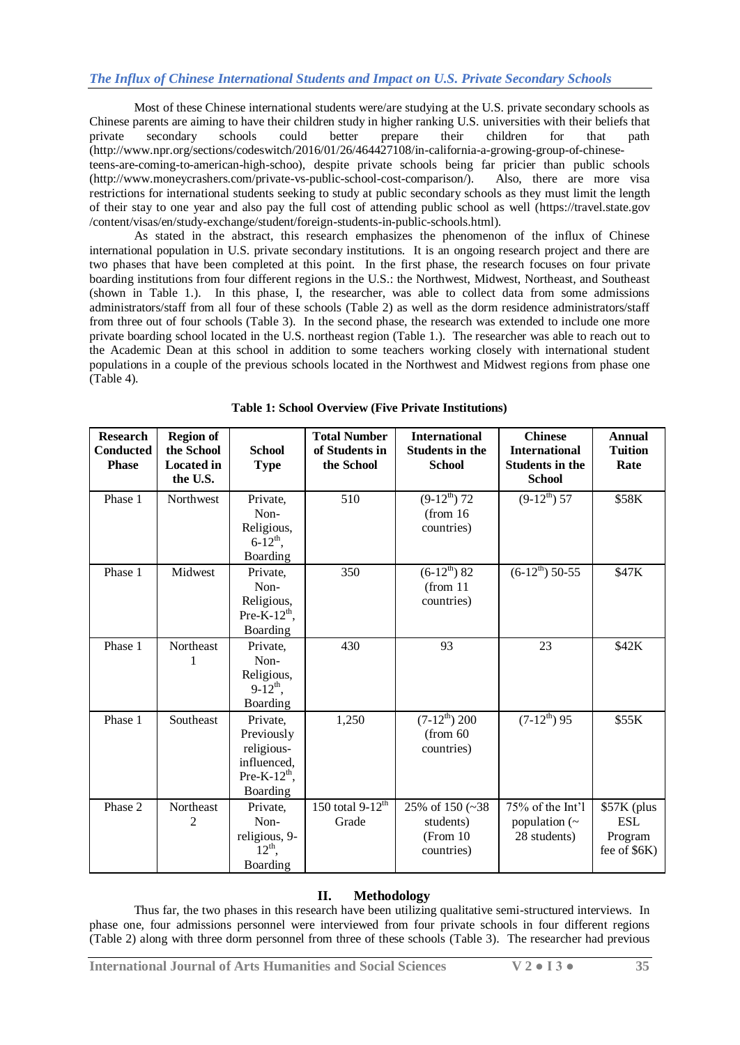Most of these Chinese international students were/are studying at the U.S. private secondary schools as Chinese parents are aiming to have their children study in higher ranking U.S. universities with their beliefs that private secondary schools could better prepare their children for that path (http://www.npr.org/sections/codeswitch/2016/01/26/464427108/in-california-a-growing-group-of-chinese-teens-are-coming-to-american-high-schoo), despite private schools being far pricier than public schools (http://www.moneycrashers.com/private-vs-public-school-cost-comparison/). Also, there are more visa restrictions for international students seeking to study at public secondary schools as they must limit the length of their stay to one year and also pay the full cost of attending public school as well (https://travel.state.gov /content/visas/en/study-exchange/student/foreign-students-in-public-schools.html).

As stated in the abstract, this research emphasizes the phenomenon of the influx of Chinese international population in U.S. private secondary institutions. It is an ongoing research project and there are two phases that have been completed at this point. In the first phase, the research focuses on four private boarding institutions from four different regions in the U.S.: the Northwest, Midwest, Northeast, and Southeast (shown in Table 1.). In this phase, I, the researcher, was able to collect data from some admissions administrators/staff from all four of these schools (Table 2) as well as the dorm residence administrators/staff from three out of four schools (Table 3). In the second phase, the research was extended to include one more private boarding school located in the U.S. northeast region (Table 1.). The researcher was able to reach out to the Academic Dean at this school in addition to some teachers working closely with international student populations in a couple of the previous schools located in the Northwest and Midwest regions from phase one (Table 4).

**Table 1: School Overview (Five Private Institutions)**

| Research Conducted Phase | Region of the School Located in the U.S. | School Type | Total Number of Students in the School | International Students in the School | Chinese International Students in the School | Annual Tuition Rate |
|---|---|---|---|---|---|---|
| Phase 1 | Northwest | Private, Non-Religious, 6-12th, Boarding | 510 | (9-12th) 72 (from 16 countries) | (9-12th) 57 | $58K |
| Phase 1 | Midwest | Private, Non-Religious, Pre-K-12th, Boarding | 350 | (6-12th) 82 (from 11 countries) | (6-12th) 50-55 | $47K |
| Phase 1 | Northeast 1 | Private, Non-Religious, 9-12th, Boarding | 430 | 93 | 23 | $42K |
| Phase 1 | Southeast | Private, Previously religious-influenced, Pre-K-12th, Boarding | 1,250 | (7-12th) 200 (from 60 countries) | (7-12th) 95 | $55K |
| Phase 2 | Northeast 2 | Private, Non-religious, 9-12th, Boarding | 150 total 9-12th Grade | 25% of 150 (~38 students) (From 10 countries) | 75% of the Int'l population (~ 28 students) | $57K (plus ESL Program fee of $6K) |

## II. Methodology

Thus far, the two phases in this research have been utilizing qualitative semi-structured interviews. In phase one, four admissions personnel were interviewed from four private schools in four different regions (Table 2) along with three dorm personnel from three of these schools (Table 3). The researcher had previous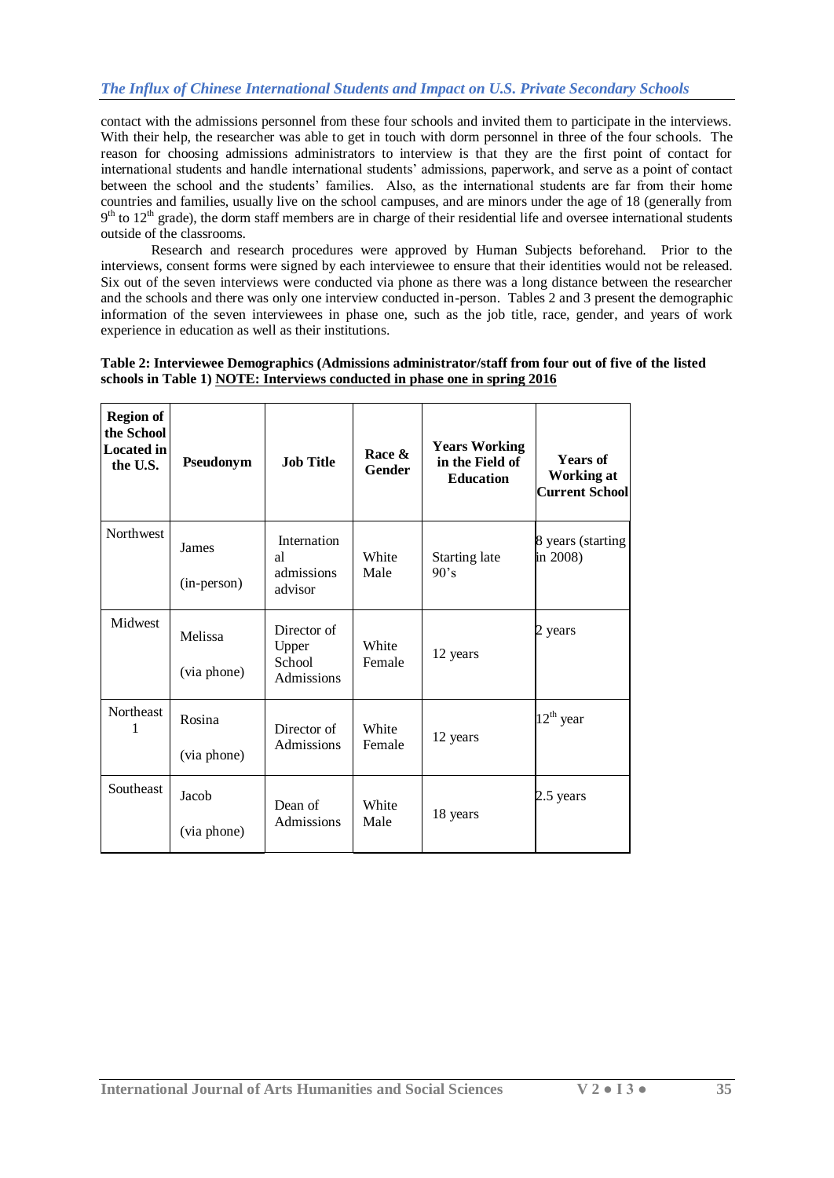contact with the admissions personnel from these four schools and invited them to participate in the interviews. With their help, the researcher was able to get in touch with dorm personnel in three of the four schools. The reason for choosing admissions administrators to interview is that they are the first point of contact for international students and handle international students' admissions, paperwork, and serve as a point of contact between the school and the students' families. Also, as the international students are far from their home countries and families, usually live on the school campuses, and are minors under the age of 18 (generally from 9th to 12th grade), the dorm staff members are in charge of their residential life and oversee international students outside of the classrooms.

Research and research procedures were approved by Human Subjects beforehand. Prior to the interviews, consent forms were signed by each interviewee to ensure that their identities would not be released. Six out of the seven interviews were conducted via phone as there was a long distance between the researcher and the schools and there was only one interview conducted in-person. Tables 2 and 3 present the demographic information of the seven interviewees in phase one, such as the job title, race, gender, and years of work experience in education as well as their institutions.

**Table 2: Interviewee Demographics (Admissions administrator/staff from four out of five of the listed schools in Table 1) NOTE: Interviews conducted in phase one in spring 2016**

| Region of the School Located in the U.S. | Pseudonym | Job Title | Race & Gender | Years Working in the Field of Education | Years of Working at Current School |
|---|---|---|---|---|---|
| Northwest | James (in-person) | International admissions advisor | White Male | Starting late 90's | 8 years (starting in 2008) |
| Midwest | Melissa (via phone) | Director of Upper School Admissions | White Female | 12 years | 2 years |
| Northeast 1 | Rosina (via phone) | Director of Admissions | White Female | 12 years | 12th year |
| Southeast | Jacob (via phone) | Dean of Admissions | White Male | 18 years | 2.5 years |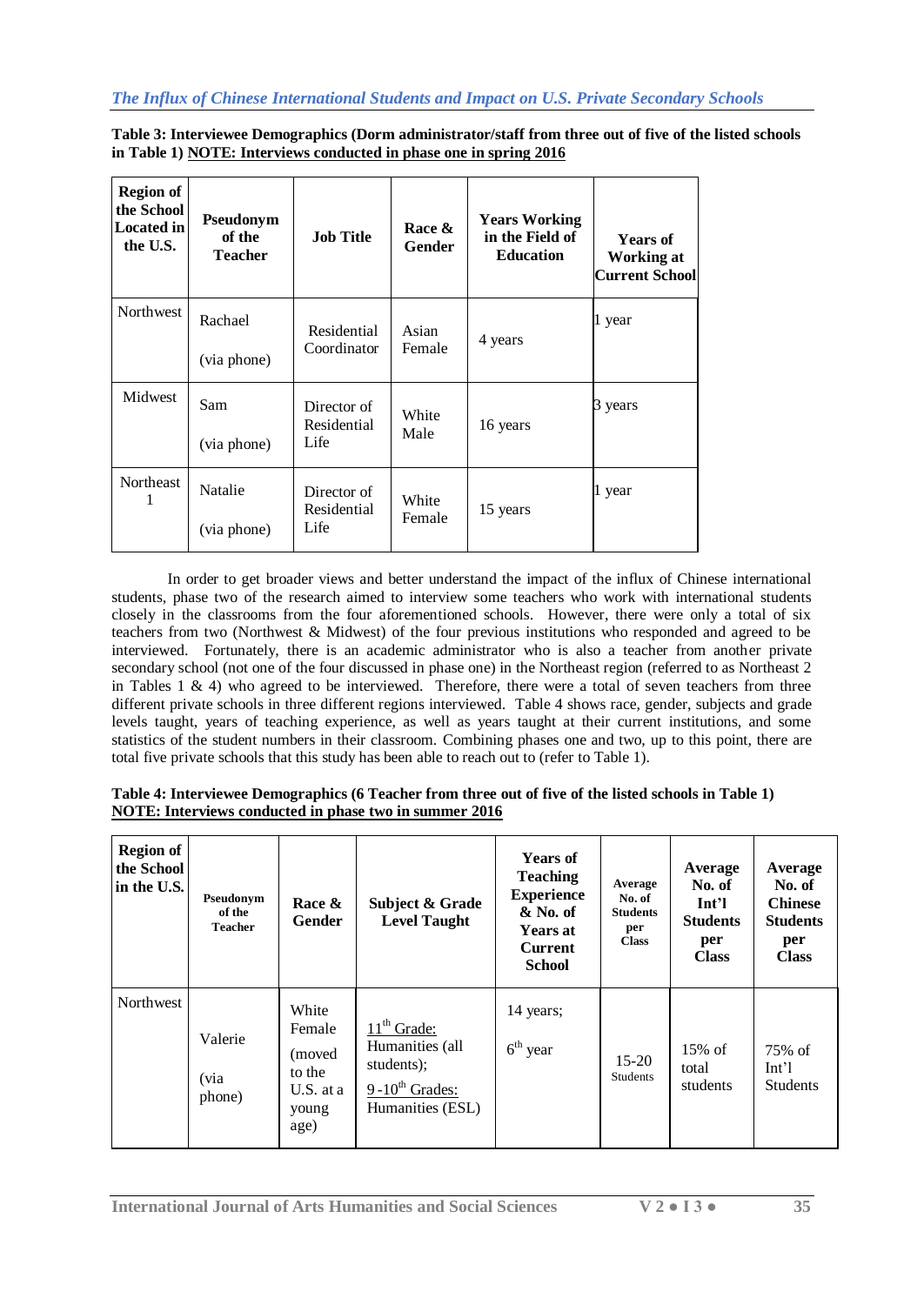**Table 3: Interviewee Demographics (Dorm administrator/staff from three out of five of the listed schools in Table 1) NOTE: Interviews conducted in phase one in spring 2016**

| Region of the School Located in the U.S. | Pseudonym of the Teacher | Job Title | Race & Gender | Years Working in the Field of Education | Years of Working at Current School |
|---|---|---|---|---|---|
| Northwest | Rachael (via phone) | Residential Coordinator | Asian Female | 4 years | 1 year |
| Midwest | Sam (via phone) | Director of Residential Life | White Male | 16 years | 3 years |
| Northeast 1 | Natalie (via phone) | Director of Residential Life | White Female | 15 years | 1 year |

In order to get broader views and better understand the impact of the influx of Chinese international students, phase two of the research aimed to interview some teachers who work with international students closely in the classrooms from the four aforementioned schools. However, there were only a total of six teachers from two (Northwest & Midwest) of the four previous institutions who responded and agreed to be interviewed. Fortunately, there is an academic administrator who is also a teacher from another private secondary school (not one of the four discussed in phase one) in the Northeast region (referred to as Northeast 2 in Tables 1 & 4) who agreed to be interviewed. Therefore, there were a total of seven teachers from three different private schools in three different regions interviewed. Table 4 shows race, gender, subjects and grade levels taught, years of teaching experience, as well as years taught at their current institutions, and some statistics of the student numbers in their classroom. Combining phases one and two, up to this point, there are total five private schools that this study has been able to reach out to (refer to Table 1).

**Table 4: Interviewee Demographics (6 Teacher from three out of five of the listed schools in Table 1) NOTE: Interviews conducted in phase two in summer 2016**

| Region of the School in the U.S. | Pseudonym of the Teacher | Race & Gender | Subject & Grade Level Taught | Years of Teaching Experience & No. of Years at Current School | Average No. of Students per Class | Average No. of Int'l Students per Class | Average No. of Chinese Students per Class |
|---|---|---|---|---|---|---|---|
| Northwest | Valerie (via phone) | White Female (moved to the U.S. at a young age) | 11th Grade: Humanities (all students); 9-10th Grades: Humanities (ESL) | 14 years; 6th year | 15-20 Students | 15% of total students | 75% of Int'l Students |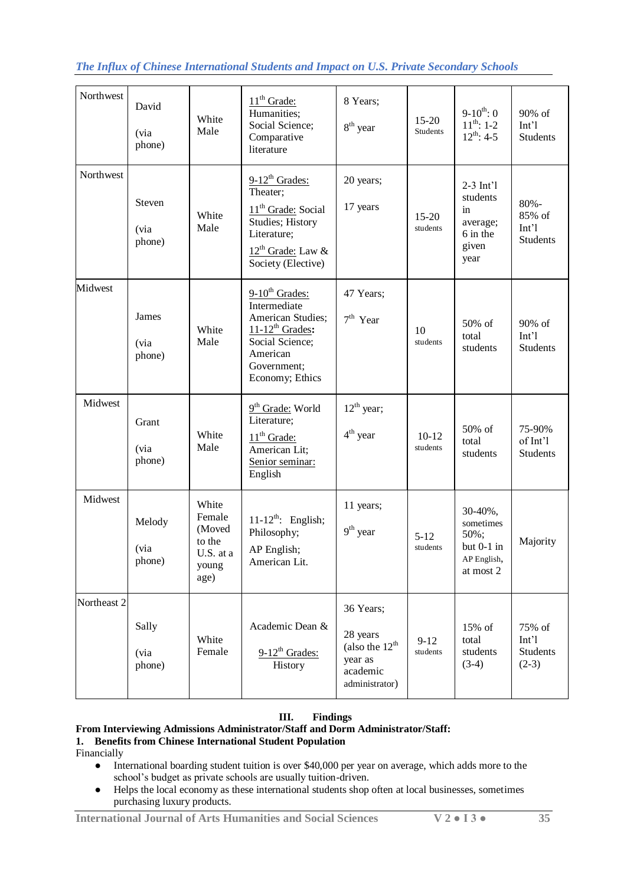| Northwest | David (via phone) | White Male | 11th Grade: Humanities; Social Science; Comparative literature | 8 Years; 8th year | 15-20 Students | 9-10th: 0; 11th: 1-2; 12th: 4-5 | 90% of Int'l Students |
|---|---|---|---|---|---|---|---|
| Northwest | Steven (via phone) | White Male | 9-12th Grades: Theater; 11th Grade: Social Studies; History Literature; 12th Grade: Law & Society (Elective) | 20 years; 17 years | 15-20 students | 2-3 Int'l students in average; 6 in the given year | 80%-85% of Int'l Students |
| Midwest | James (via phone) | White Male | 9-10th Grades: Intermediate American Studies; 11-12th Grades: Social Science; American Government; Economy; Ethics | 47 Years; 7th Year | 10 students | 50% of total students | 90% of Int'l Students |
| Midwest | Grant (via phone) | White Male | 9th Grade: World Literature; 11th Grade: American Lit; Senior seminar: English | 12th year; 4th year | 10-12 students | 50% of total students | 75-90% of Int'l Students |
| Midwest | Melody (via phone) | White Female (Moved to the U.S. at a young age) | 11-12th: English; Philosophy; AP English; American Lit. | 11 years; 9th year | 5-12 students | 30-40%, sometimes 50%; but 0-1 in AP English, at most 2 | Majority |
| Northeast 2 | Sally (via phone) | White Female | Academic Dean & 9-12th Grades: History | 36 Years; 28 years (also the 12th year as academic administrator) | 9-12 students | 15% of total students (3-4) | 75% of Int'l Students (2-3) |

## III. Findings

**From Interviewing Admissions Administrator/Staff and Dorm Administrator/Staff:**

**1. Benefits from Chinese International Student Population**

Financially

- International boarding student tuition is over $40,000 per year on average, which adds more to the school's budget as private schools are usually tuition-driven.
- Helps the local economy as these international students shop often at local businesses, sometimes purchasing luxury products.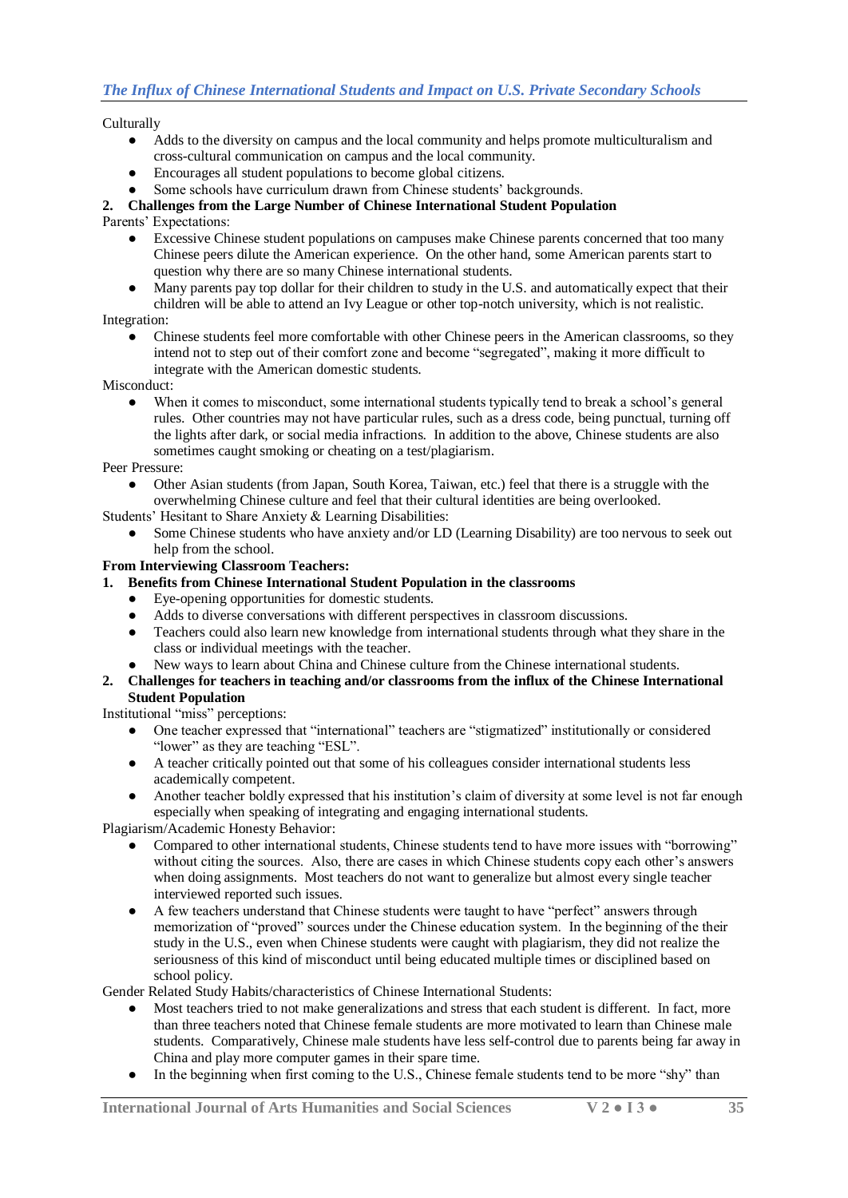Culturally

- Adds to the diversity on campus and the local community and helps promote multiculturalism and cross-cultural communication on campus and the local community.
- Encourages all student populations to become global citizens.
- Some schools have curriculum drawn from Chinese students' backgrounds.

**2. Challenges from the Large Number of Chinese International Student Population**

Parents' Expectations:

- Excessive Chinese student populations on campuses make Chinese parents concerned that too many Chinese peers dilute the American experience. On the other hand, some American parents start to question why there are so many Chinese international students.
- Many parents pay top dollar for their children to study in the U.S. and automatically expect that their children will be able to attend an Ivy League or other top-notch university, which is not realistic.

Integration:

- Chinese students feel more comfortable with other Chinese peers in the American classrooms, so they intend not to step out of their comfort zone and become "segregated", making it more difficult to integrate with the American domestic students.

Misconduct:

- When it comes to misconduct, some international students typically tend to break a school's general rules. Other countries may not have particular rules, such as a dress code, being punctual, turning off the lights after dark, or social media infractions. In addition to the above, Chinese students are also sometimes caught smoking or cheating on a test/plagiarism.

Peer Pressure:

- Other Asian students (from Japan, South Korea, Taiwan, etc.) feel that there is a struggle with the overwhelming Chinese culture and feel that their cultural identities are being overlooked.

Students' Hesitant to Share Anxiety & Learning Disabilities:

- Some Chinese students who have anxiety and/or LD (Learning Disability) are too nervous to seek out help from the school.

**From Interviewing Classroom Teachers:**

**1. Benefits from Chinese International Student Population in the classrooms**

- Eye-opening opportunities for domestic students.
- Adds to diverse conversations with different perspectives in classroom discussions.
- Teachers could also learn new knowledge from international students through what they share in the class or individual meetings with the teacher.
- New ways to learn about China and Chinese culture from the Chinese international students.

**2. Challenges for teachers in teaching and/or classrooms from the influx of the Chinese International Student Population**

Institutional "miss" perceptions:

- One teacher expressed that "international" teachers are "stigmatized" institutionally or considered "lower" as they are teaching "ESL".
- A teacher critically pointed out that some of his colleagues consider international students less academically competent.
- Another teacher boldly expressed that his institution's claim of diversity at some level is not far enough especially when speaking of integrating and engaging international students.

Plagiarism/Academic Honesty Behavior:

- Compared to other international students, Chinese students tend to have more issues with "borrowing" without citing the sources. Also, there are cases in which Chinese students copy each other's answers when doing assignments. Most teachers do not want to generalize but almost every single teacher interviewed reported such issues.
- A few teachers understand that Chinese students were taught to have "perfect" answers through memorization of "proved" sources under the Chinese education system. In the beginning of the their study in the U.S., even when Chinese students were caught with plagiarism, they did not realize the seriousness of this kind of misconduct until being educated multiple times or disciplined based on school policy.

Gender Related Study Habits/characteristics of Chinese International Students:

- Most teachers tried to not make generalizations and stress that each student is different. In fact, more than three teachers noted that Chinese female students are more motivated to learn than Chinese male students. Comparatively, Chinese male students have less self-control due to parents being far away in China and play more computer games in their spare time.
- In the beginning when first coming to the U.S., Chinese female students tend to be more "shy" than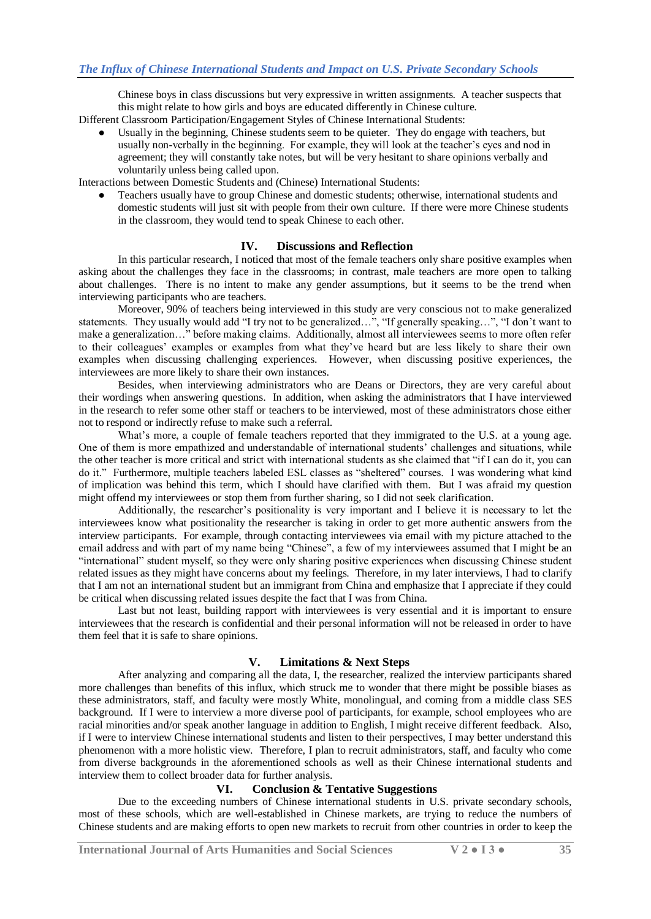Chinese boys in class discussions but very expressive in written assignments. A teacher suspects that this might relate to how girls and boys are educated differently in Chinese culture.

Different Classroom Participation/Engagement Styles of Chinese International Students:

- Usually in the beginning, Chinese students seem to be quieter. They do engage with teachers, but usually non-verbally in the beginning. For example, they will look at the teacher's eyes and nod in agreement; they will constantly take notes, but will be very hesitant to share opinions verbally and voluntarily unless being called upon.

Interactions between Domestic Students and (Chinese) International Students:

- Teachers usually have to group Chinese and domestic students; otherwise, international students and domestic students will just sit with people from their own culture. If there were more Chinese students in the classroom, they would tend to speak Chinese to each other.

## IV. Discussions and Reflection

In this particular research, I noticed that most of the female teachers only share positive examples when asking about the challenges they face in the classrooms; in contrast, male teachers are more open to talking about challenges. There is no intent to make any gender assumptions, but it seems to be the trend when interviewing participants who are teachers.

Moreover, 90% of teachers being interviewed in this study are very conscious not to make generalized statements. They usually would add "I try not to be generalized…", "If generally speaking…", "I don't want to make a generalization…" before making claims. Additionally, almost all interviewees seems to more often refer to their colleagues' examples or examples from what they've heard but are less likely to share their own examples when discussing challenging experiences. However, when discussing positive experiences, the interviewees are more likely to share their own instances.

Besides, when interviewing administrators who are Deans or Directors, they are very careful about their wordings when answering questions. In addition, when asking the administrators that I have interviewed in the research to refer some other staff or teachers to be interviewed, most of these administrators chose either not to respond or indirectly refuse to make such a referral.

What's more, a couple of female teachers reported that they immigrated to the U.S. at a young age. One of them is more empathized and understandable of international students' challenges and situations, while the other teacher is more critical and strict with international students as she claimed that "if I can do it, you can do it." Furthermore, multiple teachers labeled ESL classes as "sheltered" courses. I was wondering what kind of implication was behind this term, which I should have clarified with them. But I was afraid my question might offend my interviewees or stop them from further sharing, so I did not seek clarification.

Additionally, the researcher's positionality is very important and I believe it is necessary to let the interviewees know what positionality the researcher is taking in order to get more authentic answers from the interview participants. For example, through contacting interviewees via email with my picture attached to the email address and with part of my name being "Chinese", a few of my interviewees assumed that I might be an "international" student myself, so they were only sharing positive experiences when discussing Chinese student related issues as they might have concerns about my feelings. Therefore, in my later interviews, I had to clarify that I am not an international student but an immigrant from China and emphasize that I appreciate if they could be critical when discussing related issues despite the fact that I was from China.

Last but not least, building rapport with interviewees is very essential and it is important to ensure interviewees that the research is confidential and their personal information will not be released in order to have them feel that it is safe to share opinions.

## V. Limitations & Next Steps

After analyzing and comparing all the data, I, the researcher, realized the interview participants shared more challenges than benefits of this influx, which struck me to wonder that there might be possible biases as these administrators, staff, and faculty were mostly White, monolingual, and coming from a middle class SES background. If I were to interview a more diverse pool of participants, for example, school employees who are racial minorities and/or speak another language in addition to English, I might receive different feedback. Also, if I were to interview Chinese international students and listen to their perspectives, I may better understand this phenomenon with a more holistic view. Therefore, I plan to recruit administrators, staff, and faculty who come from diverse backgrounds in the aforementioned schools as well as their Chinese international students and interview them to collect broader data for further analysis.

## VI. Conclusion & Tentative Suggestions

Due to the exceeding numbers of Chinese international students in U.S. private secondary schools, most of these schools, which are well-established in Chinese markets, are trying to reduce the numbers of Chinese students and are making efforts to open new markets to recruit from other countries in order to keep the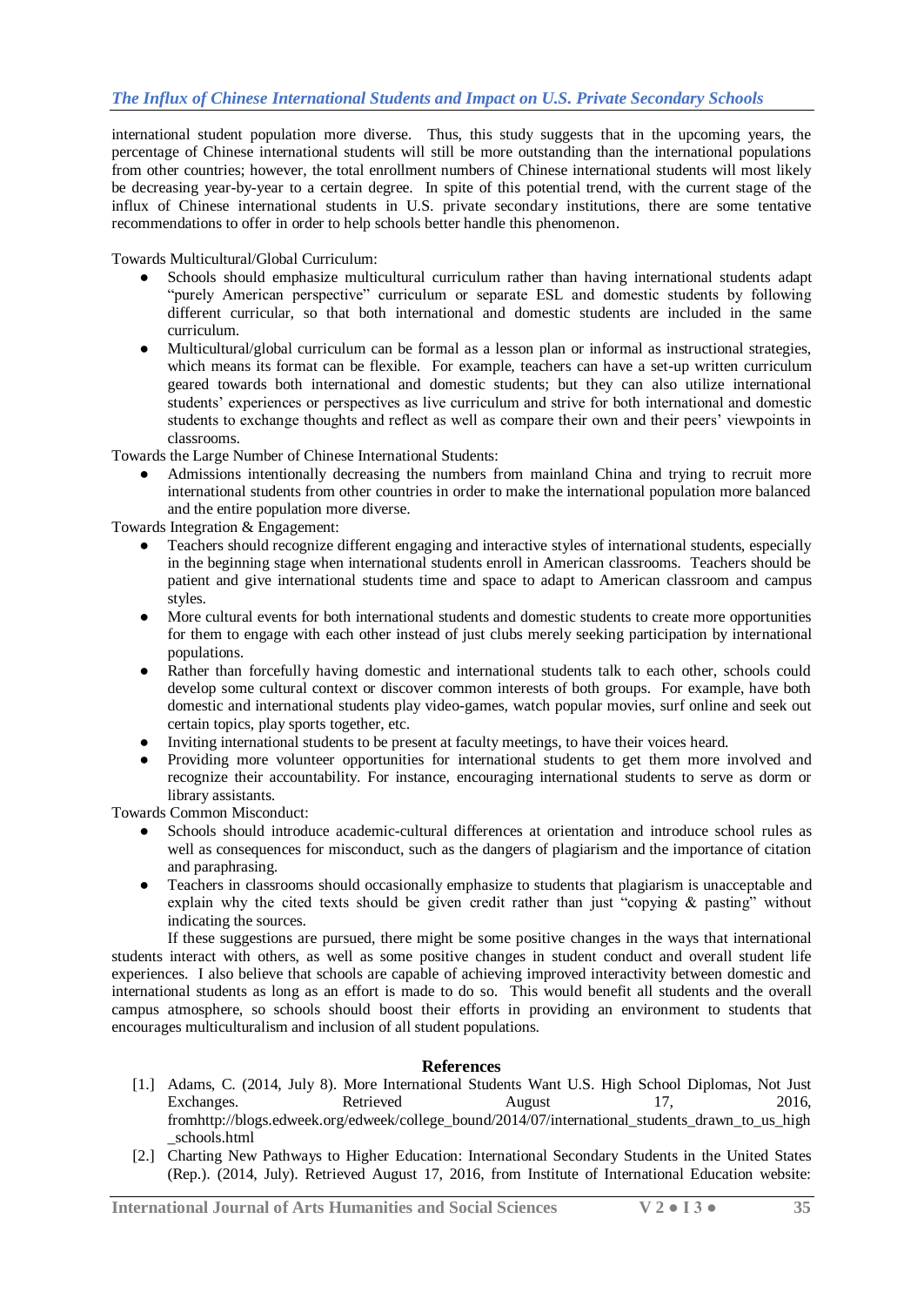international student population more diverse. Thus, this study suggests that in the upcoming years, the percentage of Chinese international students will still be more outstanding than the international populations from other countries; however, the total enrollment numbers of Chinese international students will most likely be decreasing year-by-year to a certain degree. In spite of this potential trend, with the current stage of the influx of Chinese international students in U.S. private secondary institutions, there are some tentative recommendations to offer in order to help schools better handle this phenomenon.

Towards Multicultural/Global Curriculum:

- Schools should emphasize multicultural curriculum rather than having international students adapt "purely American perspective" curriculum or separate ESL and domestic students by following different curricular, so that both international and domestic students are included in the same curriculum.
- Multicultural/global curriculum can be formal as a lesson plan or informal as instructional strategies, which means its format can be flexible. For example, teachers can have a set-up written curriculum geared towards both international and domestic students; but they can also utilize international students' experiences or perspectives as live curriculum and strive for both international and domestic students to exchange thoughts and reflect as well as compare their own and their peers' viewpoints in classrooms.

Towards the Large Number of Chinese International Students:

- Admissions intentionally decreasing the numbers from mainland China and trying to recruit more international students from other countries in order to make the international population more balanced and the entire population more diverse.

Towards Integration & Engagement:

- Teachers should recognize different engaging and interactive styles of international students, especially in the beginning stage when international students enroll in American classrooms. Teachers should be patient and give international students time and space to adapt to American classroom and campus styles.
- More cultural events for both international students and domestic students to create more opportunities for them to engage with each other instead of just clubs merely seeking participation by international populations.
- Rather than forcefully having domestic and international students talk to each other, schools could develop some cultural context or discover common interests of both groups. For example, have both domestic and international students play video-games, watch popular movies, surf online and seek out certain topics, play sports together, etc.
- Inviting international students to be present at faculty meetings, to have their voices heard.
- Providing more volunteer opportunities for international students to get them more involved and recognize their accountability. For instance, encouraging international students to serve as dorm or library assistants.

Towards Common Misconduct:

- Schools should introduce academic-cultural differences at orientation and introduce school rules as well as consequences for misconduct, such as the dangers of plagiarism and the importance of citation and paraphrasing.
- Teachers in classrooms should occasionally emphasize to students that plagiarism is unacceptable and explain why the cited texts should be given credit rather than just "copying & pasting" without indicating the sources.

If these suggestions are pursued, there might be some positive changes in the ways that international students interact with others, as well as some positive changes in student conduct and overall student life experiences. I also believe that schools are capable of achieving improved interactivity between domestic and international students as long as an effort is made to do so. This would benefit all students and the overall campus atmosphere, so schools should boost their efforts in providing an environment to students that encourages multiculturalism and inclusion of all student populations.

## References

[1.] Adams, C. (2014, July 8). More International Students Want U.S. High School Diplomas, Not Just Exchanges. Retrieved August 17, 2016, fromhttp://blogs.edweek.org/edweek/college_bound/2014/07/international_students_drawn_to_us_high_schools.html

[2.] Charting New Pathways to Higher Education: International Secondary Students in the United States (Rep.). (2014, July). Retrieved August 17, 2016, from Institute of International Education website: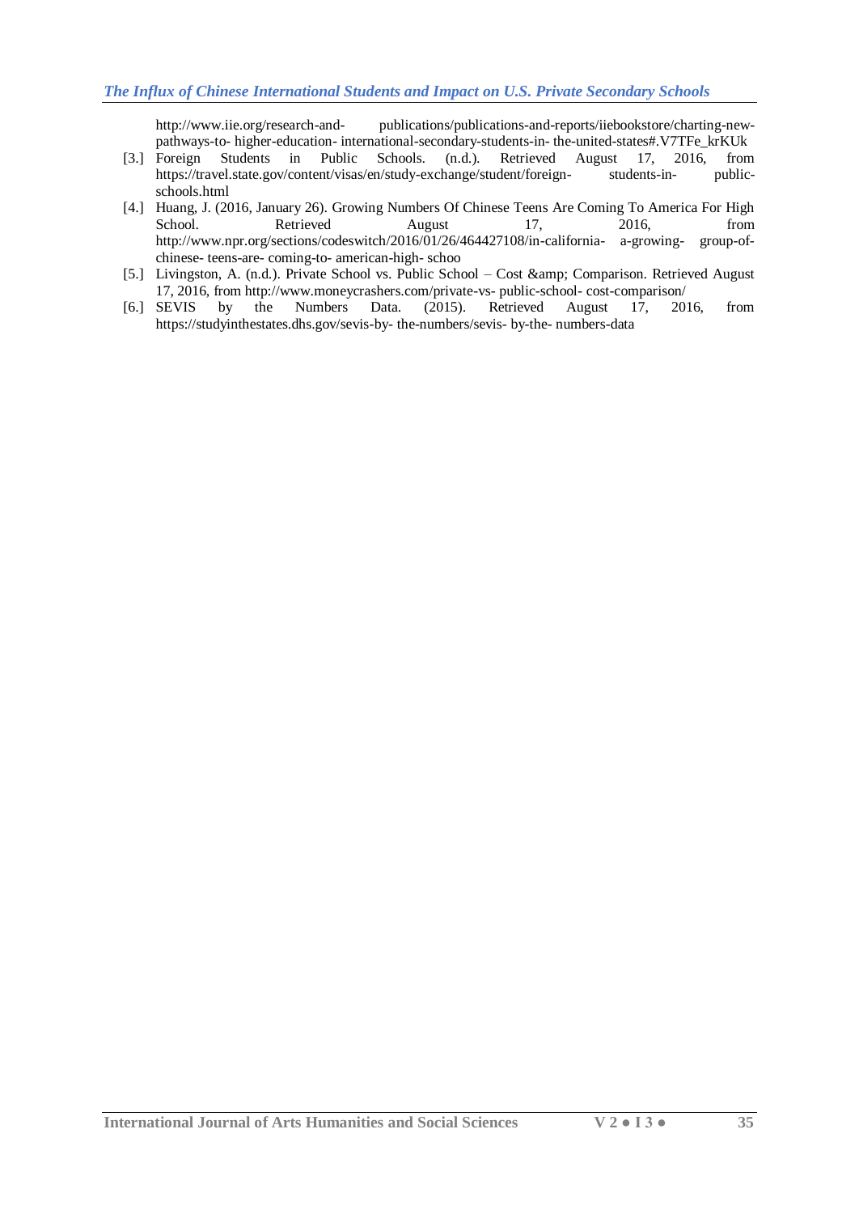http://www.iie.org/research-and- publications/publications-and-reports/iiebookstore/charting-new-pathways-to- higher-education- international-secondary-students-in- the-united-states#.V7TFe_krKUk

[3.] Foreign Students in Public Schools. (n.d.). Retrieved August 17, 2016, from https://travel.state.gov/content/visas/en/study-exchange/student/foreign- students-in- public-schools.html

[4.] Huang, J. (2016, January 26). Growing Numbers Of Chinese Teens Are Coming To America For High School. Retrieved August 17, 2016, from http://www.npr.org/sections/codeswitch/2016/01/26/464427108/in-california- a-growing- group-of-chinese- teens-are- coming-to- american-high- schoo

[5.] Livingston, A. (n.d.). Private School vs. Public School – Cost &amp; Comparison. Retrieved August 17, 2016, from http://www.moneycrashers.com/private-vs- public-school- cost-comparison/

[6.] SEVIS by the Numbers Data. (2015). Retrieved August 17, 2016, from https://studyinthestates.dhs.gov/sevis-by- the-numbers/sevis- by-the- numbers-data